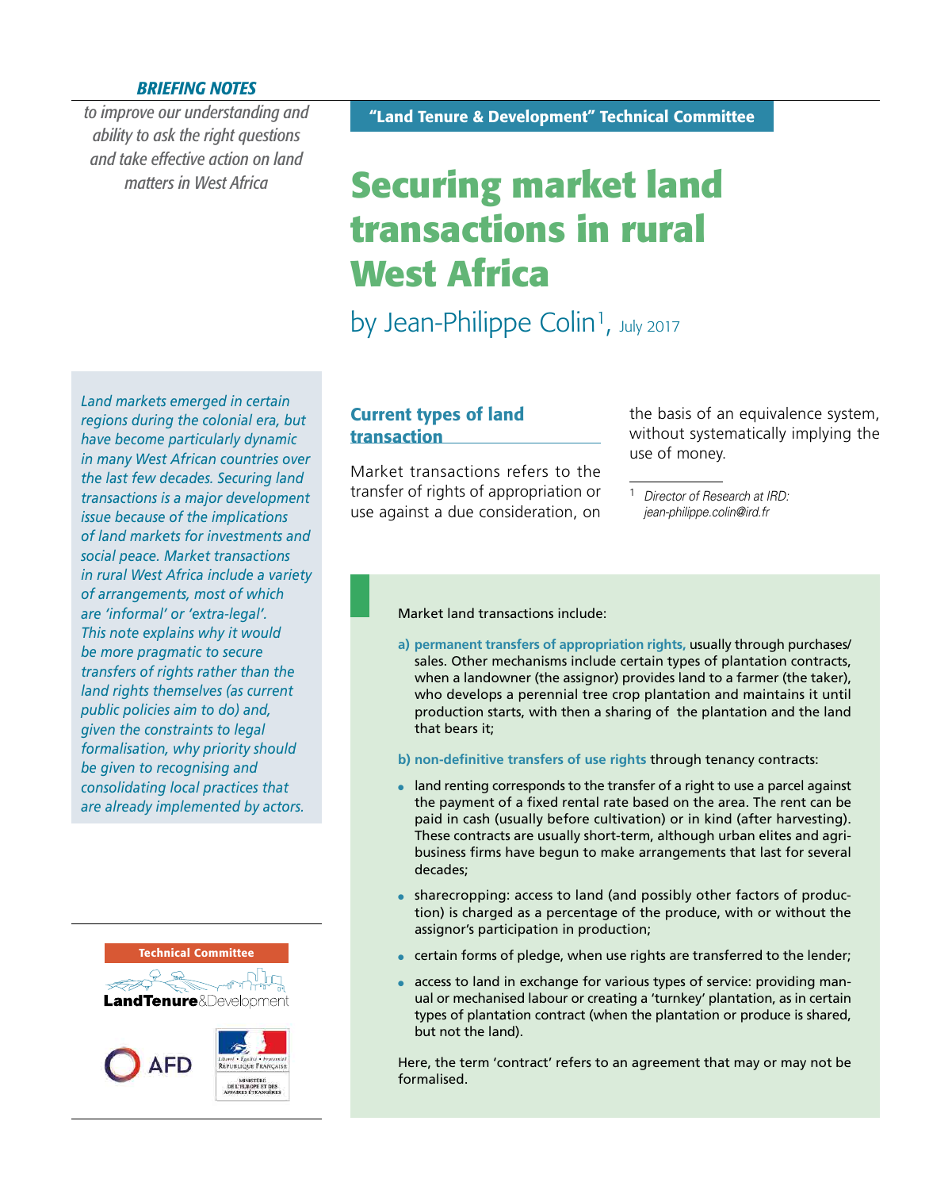***BRIEFING NOTES***

*to improve our understanding and ability to ask the right questions and take effective action on land matters in West Africa*

"Land Tenure & Development" Technical Committee

# Securing market land transactions in rural West Africa

by Jean-Philippe Colin[1], July 2017

*Land markets emerged in certain regions during the colonial era, but have become particularly dynamic in many West African countries over the last few decades. Securing land transactions is a major development issue because of the implications of land markets for investments and social peace. Market transactions in rural West Africa include a variety of arrangements, most of which are 'informal' or 'extra-legal'. This note explains why it would be more pragmatic to secure transfers of rights rather than the land rights themselves (as current public policies aim to do) and, given the constraints to legal formalisation, why priority should be given to recognising and consolidating local practices that are already implemented by actors.*

## Current types of land transaction

Market transactions refers to the transfer of rights of appropriation or use against a due consideration, on the basis of an equivalence system, without systematically implying the use of money.

[1] *Director of Research at IRD: jean-philippe.colin@ird.fr*

Market land transactions include:

**a) permanent transfers of appropriation rights,** usually through purchases/sales. Other mechanisms include certain types of plantation contracts, when a landowner (the assignor) provides land to a farmer (the taker), who develops a perennial tree crop plantation and maintains it until production starts, with then a sharing of the plantation and the land that bears it;

**b) non-definitive transfers of use rights** through tenancy contracts:

- land renting corresponds to the transfer of a right to use a parcel against the payment of a fixed rental rate based on the area. The rent can be paid in cash (usually before cultivation) or in kind (after harvesting). These contracts are usually short-term, although urban elites and agri-business firms have begun to make arrangements that last for several decades;
- sharecropping: access to land (and possibly other factors of production) is charged as a percentage of the produce, with or without the assignor's participation in production;
- certain forms of pledge, when use rights are transferred to the lender;
- access to land in exchange for various types of service: providing manual or mechanised labour or creating a 'turnkey' plantation, as in certain types of plantation contract (when the plantation or produce is shared, but not the land).

Here, the term 'contract' refers to an agreement that may or may not be formalised.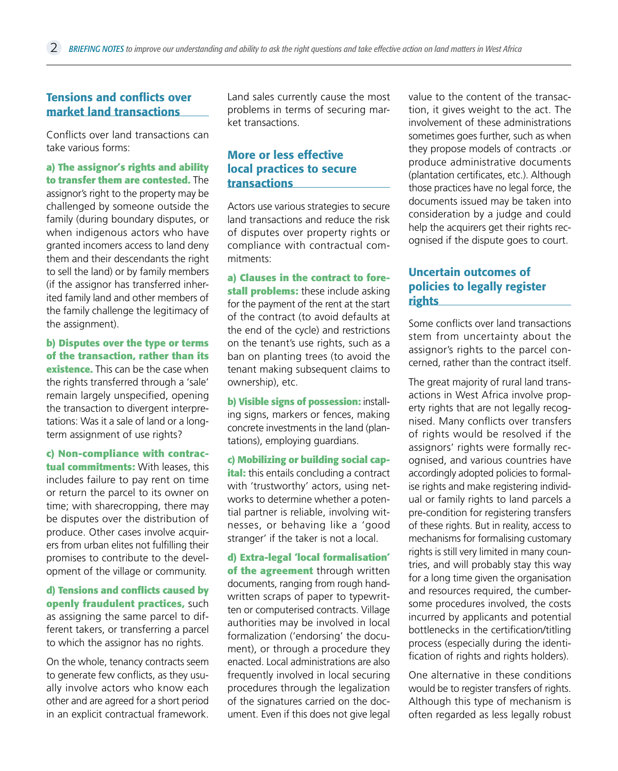## Tensions and conflicts over market land transactions

Conflicts over land transactions can take various forms:

**a) The assignor's rights and ability to transfer them are contested.** The assignor's right to the property may be challenged by someone outside the family (during boundary disputes, or when indigenous actors who have granted incomers access to land deny them and their descendants the right to sell the land) or by family members (if the assignor has transferred inherited family land and other members of the family challenge the legitimacy of the assignment).

**b) Disputes over the type or terms of the transaction, rather than its existence.** This can be the case when the rights transferred through a 'sale' remain largely unspecified, opening the transaction to divergent interpretations: Was it a sale of land or a long-term assignment of use rights?

**c) Non-compliance with contractual commitments:** With leases, this includes failure to pay rent on time or return the parcel to its owner on time; with sharecropping, there may be disputes over the distribution of produce. Other cases involve acquirers from urban elites not fulfilling their promises to contribute to the development of the village or community.

**d) Tensions and conflicts caused by openly fraudulent practices,** such as assigning the same parcel to different takers, or transferring a parcel to which the assignor has no rights.

On the whole, tenancy contracts seem to generate few conflicts, as they usually involve actors who know each other and are agreed for a short period in an explicit contractual framework. Land sales currently cause the most problems in terms of securing market transactions.

## More or less effective local practices to secure transactions

Actors use various strategies to secure land transactions and reduce the risk of disputes over property rights or compliance with contractual commitments:

**a) Clauses in the contract to forestall problems:** these include asking for the payment of the rent at the start of the contract (to avoid defaults at the end of the cycle) and restrictions on the tenant's use rights, such as a ban on planting trees (to avoid the tenant making subsequent claims to ownership), etc.

**b) Visible signs of possession:** installing signs, markers or fences, making concrete investments in the land (plantations), employing guardians.

**c) Mobilizing or building social capital:** this entails concluding a contract with 'trustworthy' actors, using networks to determine whether a potential partner is reliable, involving witnesses, or behaving like a 'good stranger' if the taker is not a local.

**d) Extra-legal 'local formalisation' of the agreement** through written documents, ranging from rough handwritten scraps of paper to typewritten or computerised contracts. Village authorities may be involved in local formalization ('endorsing' the document), or through a procedure they enacted. Local administrations are also frequently involved in local securing procedures through the legalization of the signatures carried on the document. Even if this does not give legal value to the content of the transaction, it gives weight to the act. The involvement of these administrations sometimes goes further, such as when they propose models of contracts .or produce administrative documents (plantation certificates, etc.). Although those practices have no legal force, the documents issued may be taken into consideration by a judge and could help the acquirers get their rights recognised if the dispute goes to court.

## Uncertain outcomes of policies to legally register rights

Some conflicts over land transactions stem from uncertainty about the assignor's rights to the parcel concerned, rather than the contract itself.

The great majority of rural land transactions in West Africa involve property rights that are not legally recognised. Many conflicts over transfers of rights would be resolved if the assignors' rights were formally recognised, and various countries have accordingly adopted policies to formalise rights and make registering individual or family rights to land parcels a pre-condition for registering transfers of these rights. But in reality, access to mechanisms for formalising customary rights is still very limited in many countries, and will probably stay this way for a long time given the organisation and resources required, the cumbersome procedures involved, the costs incurred by applicants and potential bottlenecks in the certification/titling process (especially during the identification of rights and rights holders).

One alternative in these conditions would be to register transfers of rights. Although this type of mechanism is often regarded as less legally robust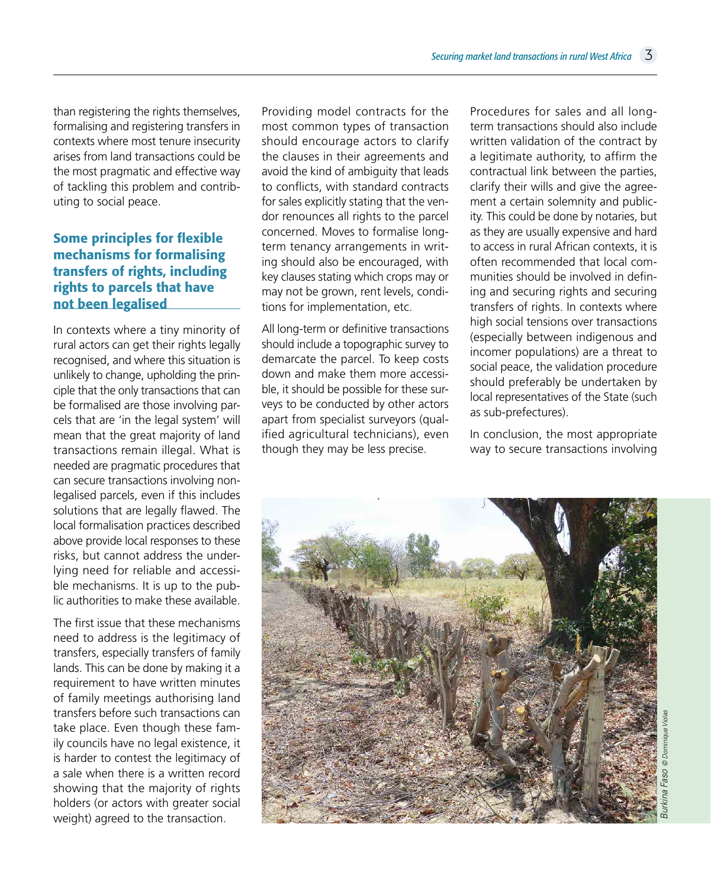than registering the rights themselves, formalising and registering transfers in contexts where most tenure insecurity arises from land transactions could be the most pragmatic and effective way of tackling this problem and contributing to social peace.

## Some principles for flexible mechanisms for formalising transfers of rights, including rights to parcels that have not been legalised

In contexts where a tiny minority of rural actors can get their rights legally recognised, and where this situation is unlikely to change, upholding the principle that the only transactions that can be formalised are those involving parcels that are 'in the legal system' will mean that the great majority of land transactions remain illegal. What is needed are pragmatic procedures that can secure transactions involving non-legalised parcels, even if this includes solutions that are legally flawed. The local formalisation practices described above provide local responses to these risks, but cannot address the underlying need for reliable and accessible mechanisms. It is up to the public authorities to make these available.

The first issue that these mechanisms need to address is the legitimacy of transfers, especially transfers of family lands. This can be done by making it a requirement to have written minutes of family meetings authorising land transfers before such transactions can take place. Even though these family councils have no legal existence, it is harder to contest the legitimacy of a sale when there is a written record showing that the majority of rights holders (or actors with greater social weight) agreed to the transaction.

Providing model contracts for the most common types of transaction should encourage actors to clarify the clauses in their agreements and avoid the kind of ambiguity that leads to conflicts, with standard contracts for sales explicitly stating that the vendor renounces all rights to the parcel concerned. Moves to formalise long-term tenancy arrangements in writing should also be encouraged, with key clauses stating which crops may or may not be grown, rent levels, conditions for implementation, etc.

All long-term or definitive transactions should include a topographic survey to demarcate the parcel. To keep costs down and make them more accessible, it should be possible for these surveys to be conducted by other actors apart from specialist surveyors (qualified agricultural technicians), even though they may be less precise.

Procedures for sales and all long-term transactions should also include written validation of the contract by a legitimate authority, to affirm the contractual link between the parties, clarify their wills and give the agreement a certain solemnity and publicity. This could be done by notaries, but as they are usually expensive and hard to access in rural African contexts, it is often recommended that local communities should be involved in defining and securing rights and securing transfers of rights. In contexts where high social tensions over transactions (especially between indigenous and incomer populations) are a threat to social peace, the validation procedure should preferably be undertaken by local representatives of the State (such as sub-prefectures).

In conclusion, the most appropriate way to secure transactions involving

*Burkina Faso* © Dominique Violas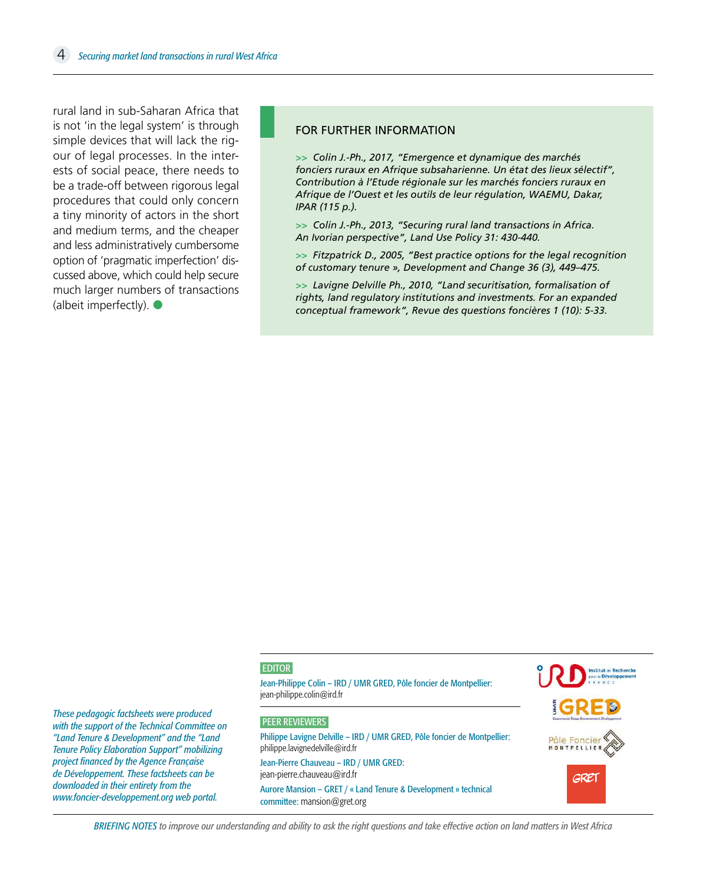rural land in sub-Saharan Africa that is not 'in the legal system' is through simple devices that will lack the rigour of legal processes. In the interests of social peace, there needs to be a trade-off between rigorous legal procedures that could only concern a tiny minority of actors in the short and medium terms, and the cheaper and less administratively cumbersome option of 'pragmatic imperfection' discussed above, which could help secure much larger numbers of transactions (albeit imperfectly).

## FOR FURTHER INFORMATION

>> *Colin J.-Ph., 2017, "Emergence et dynamique des marchés fonciers ruraux en Afrique subsaharienne. Un état des lieux sélectif", Contribution à l'Etude régionale sur les marchés fonciers ruraux en Afrique de l'Ouest et les outils de leur régulation, WAEMU, Dakar, IPAR (115 p.).*

>> *Colin J.-Ph., 2013, "Securing rural land transactions in Africa. An Ivorian perspective", Land Use Policy 31: 430-440.*

>> *Fitzpatrick D., 2005, "Best practice options for the legal recognition of customary tenure », Development and Change 36 (3), 449–475.*

>> *Lavigne Delville Ph., 2010, "Land securitisation, formalisation of rights, land regulatory institutions and investments. For an expanded conceptual framework", Revue des questions foncières 1 (10): 5-33.*

*These pedagogic factsheets were produced with the support of the Technical Committee on "Land Tenure & Development" and the "Land Tenure Policy Elaboration Support" mobilizing project financed by the Agence Française de Développement. These factsheets can be downloaded in their entirety from the www.foncier-developpement.org web portal.*

**EDITOR**

Jean-Philippe Colin – IRD / UMR GRED, Pôle foncier de Montpellier: jean-philippe.colin@ird.fr

**PEER REVIEWERS**

Philippe Lavigne Delville – IRD / UMR GRED, Pôle foncier de Montpellier: philippe.lavignedelville@ird.fr

Jean-Pierre Chauveau – IRD / UMR GRED: jean-pierre.chauveau@ird.fr

Aurore Mansion – GRET / « Land Tenure & Development » technical committee: mansion@gret.org

*BRIEFING NOTES to improve our understanding and ability to ask the right questions and take effective action on land matters in West Africa*